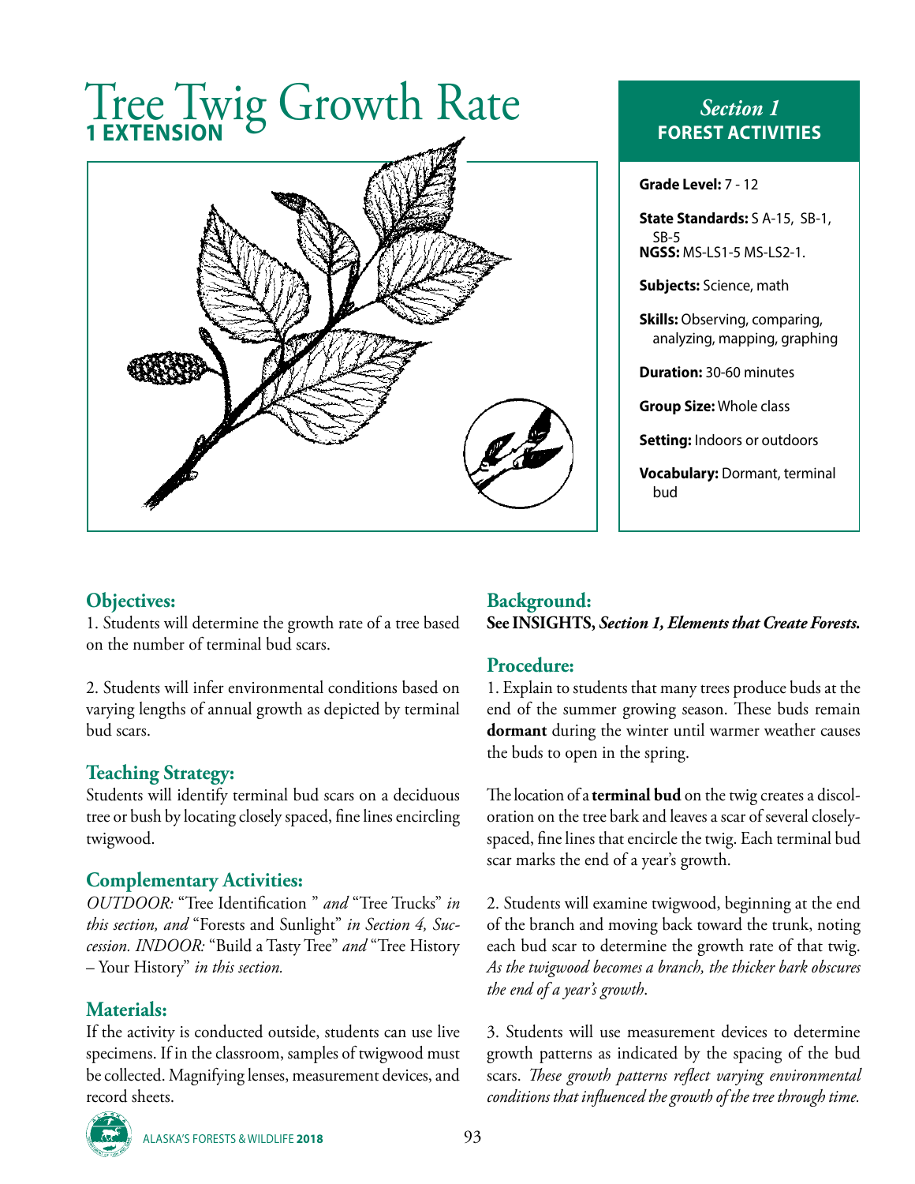# Tree Twig Growth Rate

**1 EXTENSION**

## *Section 1* FOREST ACTIVITIES

**Grade Level:** 7 - 12

**State Standards:** S A-15, SB-1, SB-5
**NGSS:** MS-LS1-5 MS-LS2-1.

**Subjects:** Science, math

**Skills:** Observing, comparing, analyzing, mapping, graphing

**Duration:** 30-60 minutes

**Group Size:** Whole class

**Setting:** Indoors or outdoors

**Vocabulary:** Dormant, terminal bud

### Objectives:

1. Students will determine the growth rate of a tree based on the number of terminal bud scars.

2. Students will infer environmental conditions based on varying lengths of annual growth as depicted by terminal bud scars.

### Teaching Strategy:

Students will identify terminal bud scars on a deciduous tree or bush by locating closely spaced, fine lines encircling twigwood.

### Complementary Activities:

*OUTDOOR:* "Tree Identification " *and* "Tree Trucks" *in this section, and* "Forests and Sunlight" *in Section 4, Succession. INDOOR:* "Build a Tasty Tree" *and* "Tree History – Your History" *in this section.*

### Materials:

If the activity is conducted outside, students can use live specimens. If in the classroom, samples of twigwood must be collected. Magnifying lenses, measurement devices, and record sheets.

### Background:

**See INSIGHTS,** ***Section 1, Elements that Create Forests.***

### Procedure:

1. Explain to students that many trees produce buds at the end of the summer growing season. These buds remain **dormant** during the winter until warmer weather causes the buds to open in the spring.

The location of a **terminal bud** on the twig creates a discoloration on the tree bark and leaves a scar of several closely-spaced, fine lines that encircle the twig. Each terminal bud scar marks the end of a year's growth.

2. Students will examine twigwood, beginning at the end of the branch and moving back toward the trunk, noting each bud scar to determine the growth rate of that twig. *As the twigwood becomes a branch, the thicker bark obscures the end of a year's growth*.

3. Students will use measurement devices to determine growth patterns as indicated by the spacing of the bud scars. *These growth patterns reflect varying environmental conditions that influenced the growth of the tree through time.*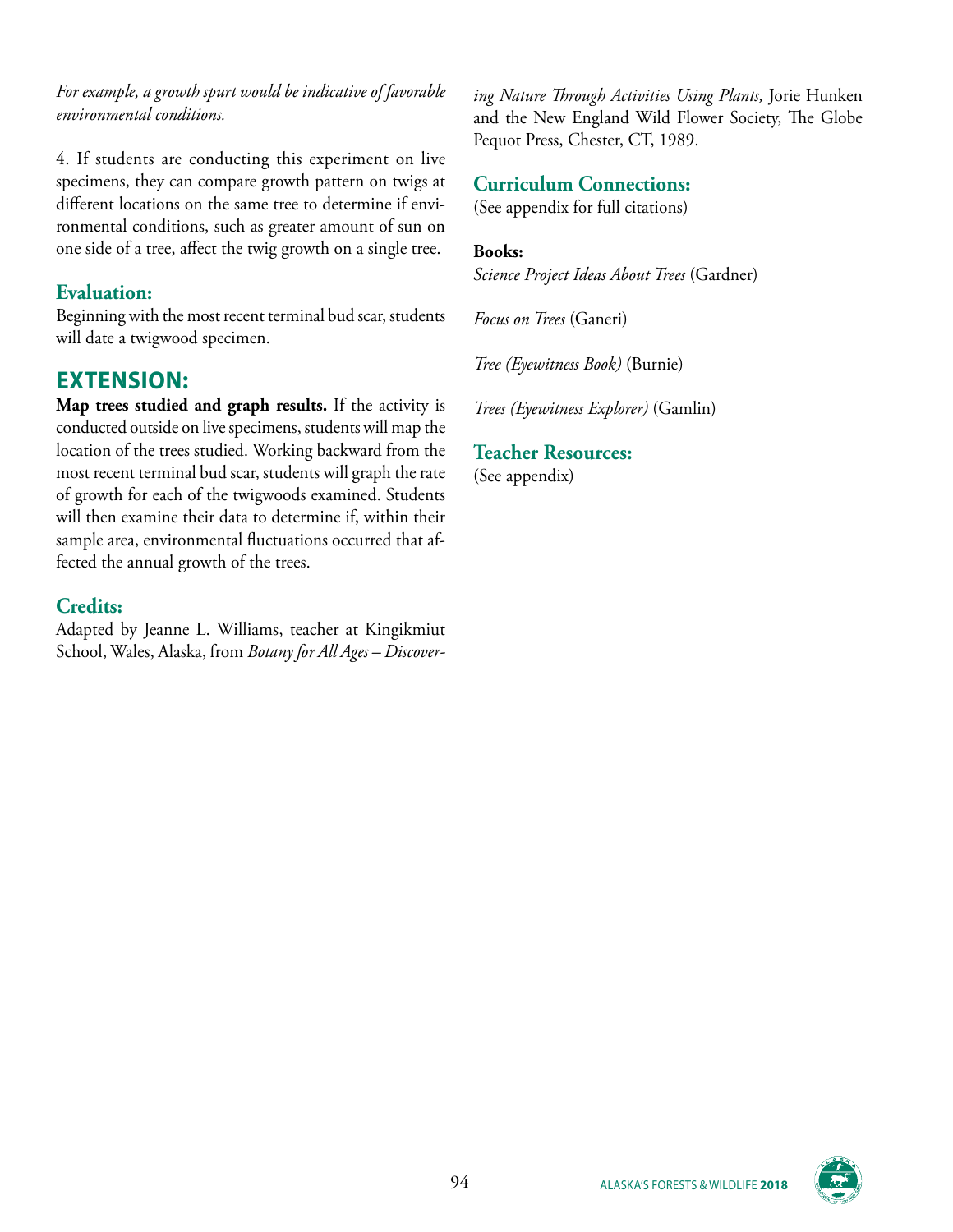*For example, a growth spurt would be indicative of favorable environmental conditions.*

4. If students are conducting this experiment on live specimens, they can compare growth pattern on twigs at different locations on the same tree to determine if environmental conditions, such as greater amount of sun on one side of a tree, affect the twig growth on a single tree.

### Evaluation:

Beginning with the most recent terminal bud scar, students will date a twigwood specimen.

## EXTENSION:

**Map trees studied and graph results.** If the activity is conducted outside on live specimens, students will map the location of the trees studied. Working backward from the most recent terminal bud scar, students will graph the rate of growth for each of the twigwoods examined. Students will then examine their data to determine if, within their sample area, environmental fluctuations occurred that affected the annual growth of the trees.

### Credits:

Adapted by Jeanne L. Williams, teacher at Kingikmiut School, Wales, Alaska, from *Botany for All Ages – Discovering Nature Through Activities Using Plants,* Jorie Hunken and the New England Wild Flower Society, The Globe Pequot Press, Chester, CT, 1989.

### Curriculum Connections:

(See appendix for full citations)

**Books:**

*Science Project Ideas About Trees* (Gardner)

*Focus on Trees* (Ganeri)

*Tree (Eyewitness Book)* (Burnie)

*Trees (Eyewitness Explorer)* (Gamlin)

### Teacher Resources:

(See appendix)